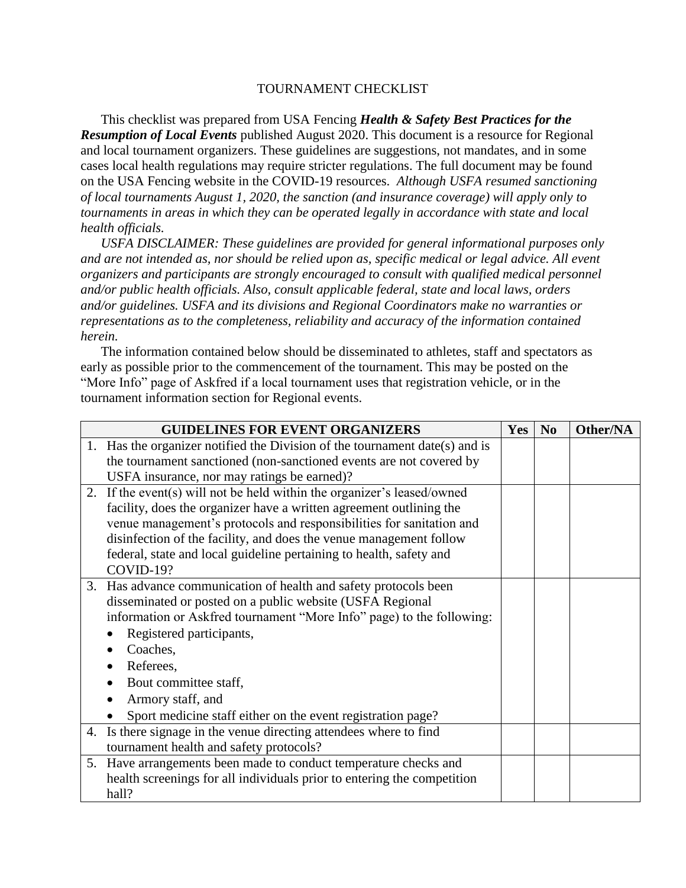# TOURNAMENT CHECKLIST

This checklist was prepared from USA Fencing ***Health & Safety Best Practices for the Resumption of Local Events*** published August 2020. This document is a resource for Regional and local tournament organizers. These guidelines are suggestions, not mandates, and in some cases local health regulations may require stricter regulations. The full document may be found on the USA Fencing website in the COVID-19 resources. *Although USFA resumed sanctioning of local tournaments August 1, 2020, the sanction (and insurance coverage) will apply only to tournaments in areas in which they can be operated legally in accordance with state and local health officials.*

*USFA DISCLAIMER: These guidelines are provided for general informational purposes only and are not intended as, nor should be relied upon as, specific medical or legal advice. All event organizers and participants are strongly encouraged to consult with qualified medical personnel and/or public health officials. Also, consult applicable federal, state and local laws, orders and/or guidelines. USFA and its divisions and Regional Coordinators make no warranties or representations as to the completeness, reliability and accuracy of the information contained herein.*

The information contained below should be disseminated to athletes, staff and spectators as early as possible prior to the commencement of the tournament. This may be posted on the "More Info" page of Askfred if a local tournament uses that registration vehicle, or in the tournament information section for Regional events.

| GUIDELINES FOR EVENT ORGANIZERS | Yes | No | Other/NA |
|---|---|---|---|
| 1. Has the organizer notified the Division of the tournament date(s) and is the tournament sanctioned (non-sanctioned events are not covered by USFA insurance, nor may ratings be earned)? | | | |
| 2. If the event(s) will not be held within the organizer's leased/owned facility, does the organizer have a written agreement outlining the venue management's protocols and responsibilities for sanitation and disinfection of the facility, and does the venue management follow federal, state and local guideline pertaining to health, safety and COVID-19? | | | |
| 3. Has advance communication of health and safety protocols been disseminated or posted on a public website (USFA Regional information or Askfred tournament "More Info" page) to the following: <br>• Registered participants, <br>• Coaches, <br>• Referees, <br>• Bout committee staff, <br>• Armory staff, and <br>• Sport medicine staff either on the event registration page? | | | |
| 4. Is there signage in the venue directing attendees where to find tournament health and safety protocols? | | | |
| 5. Have arrangements been made to conduct temperature checks and health screenings for all individuals prior to entering the competition hall? | | | |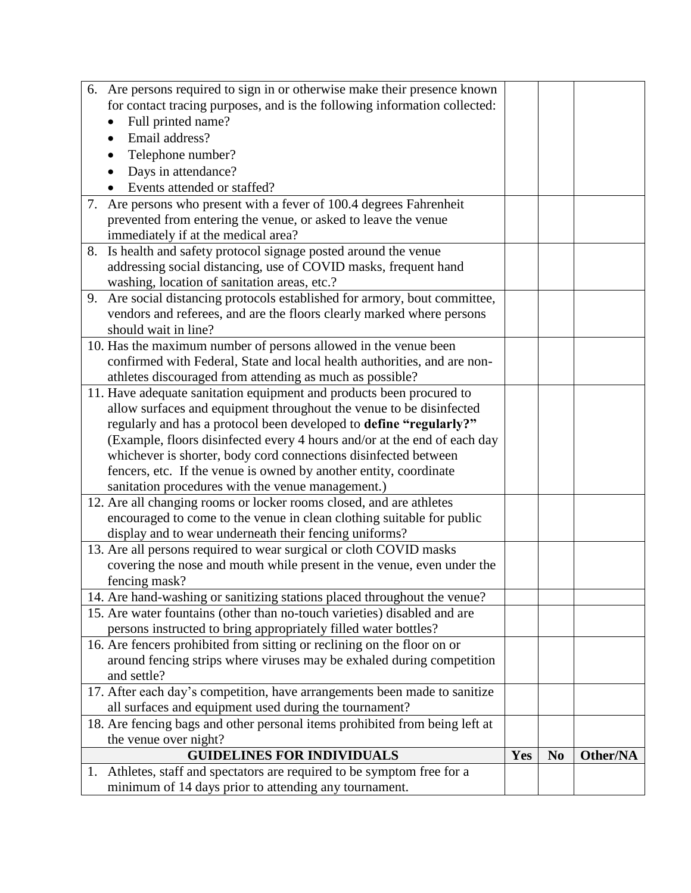| | Yes | No | Other/NA |
|---|---|---|---|
| 6. Are persons required to sign in or otherwise make their presence known for contact tracing purposes, and is the following information collected: <br>• Full printed name? <br>• Email address? <br>• Telephone number? <br>• Days in attendance? <br>• Events attended or staffed? | | | |
| 7. Are persons who present with a fever of 100.4 degrees Fahrenheit prevented from entering the venue, or asked to leave the venue immediately if at the medical area? | | | |
| 8. Is health and safety protocol signage posted around the venue addressing social distancing, use of COVID masks, frequent hand washing, location of sanitation areas, etc.? | | | |
| 9. Are social distancing protocols established for armory, bout committee, vendors and referees, and are the floors clearly marked where persons should wait in line? | | | |
| 10. Has the maximum number of persons allowed in the venue been confirmed with Federal, State and local health authorities, and are non-athletes discouraged from attending as much as possible? | | | |
| 11. Have adequate sanitation equipment and products been procured to allow surfaces and equipment throughout the venue to be disinfected regularly and has a protocol been developed to **define "regularly?"** (Example, floors disinfected every 4 hours and/or at the end of each day whichever is shorter, body cord connections disinfected between fencers, etc. If the venue is owned by another entity, coordinate sanitation procedures with the venue management.) | | | |
| 12. Are all changing rooms or locker rooms closed, and are athletes encouraged to come to the venue in clean clothing suitable for public display and to wear underneath their fencing uniforms? | | | |
| 13. Are all persons required to wear surgical or cloth COVID masks covering the nose and mouth while present in the venue, even under the fencing mask? | | | |
| 14. Are hand-washing or sanitizing stations placed throughout the venue? | | | |
| 15. Are water fountains (other than no-touch varieties) disabled and are persons instructed to bring appropriately filled water bottles? | | | |
| 16. Are fencers prohibited from sitting or reclining on the floor on or around fencing strips where viruses may be exhaled during competition and settle? | | | |
| 17. After each day's competition, have arrangements been made to sanitize all surfaces and equipment used during the tournament? | | | |
| 18. Are fencing bags and other personal items prohibited from being left at the venue over night? | | | |
| **GUIDELINES FOR INDIVIDUALS** | **Yes** | **No** | **Other/NA** |
| 1. Athletes, staff and spectators are required to be symptom free for a minimum of 14 days prior to attending any tournament. | | | |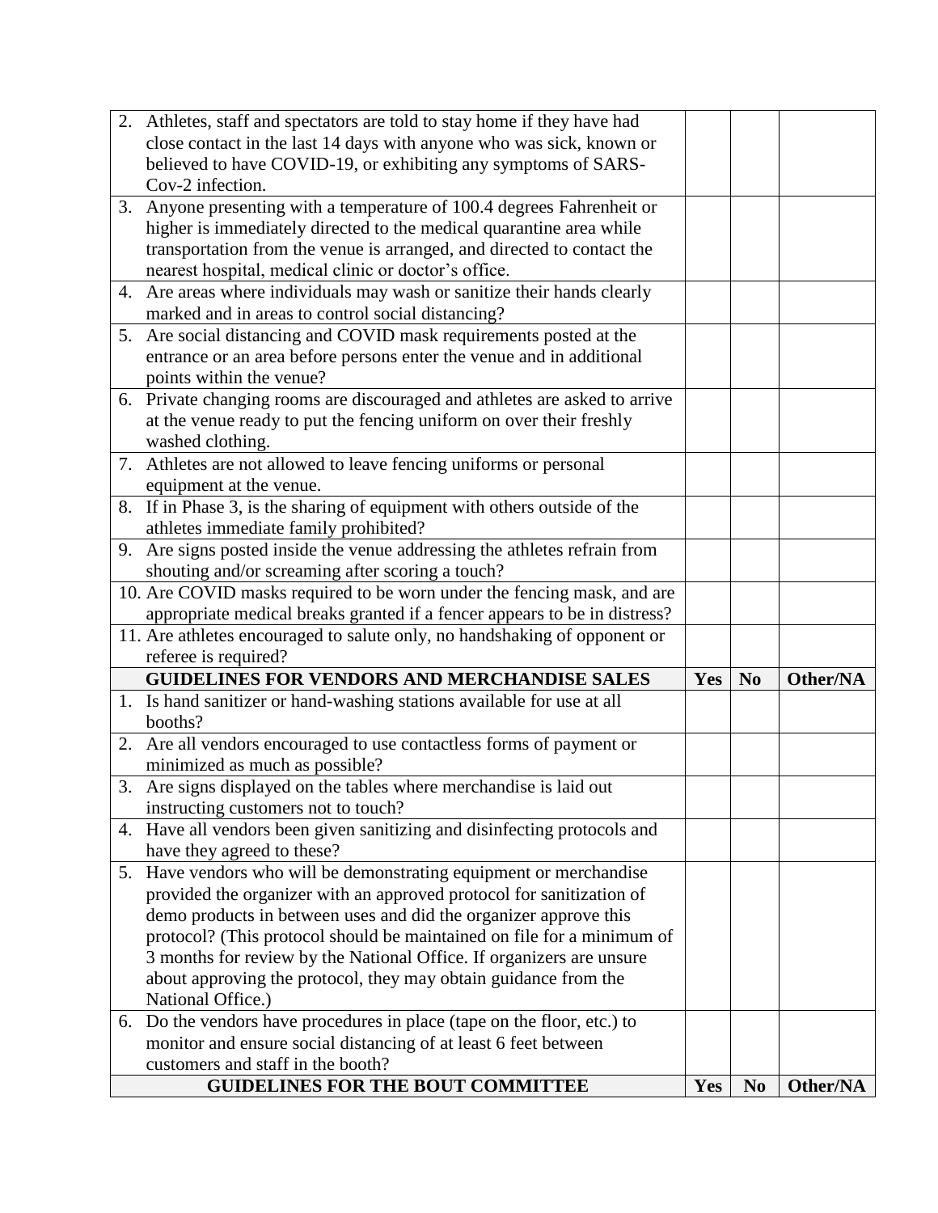| | Yes | No | Other/NA |
|---|---|---|---|
| 2. Athletes, staff and spectators are told to stay home if they have had close contact in the last 14 days with anyone who was sick, known or believed to have COVID-19, or exhibiting any symptoms of SARS-Cov-2 infection. | | | |
| 3. Anyone presenting with a temperature of 100.4 degrees Fahrenheit or higher is immediately directed to the medical quarantine area while transportation from the venue is arranged, and directed to contact the nearest hospital, medical clinic or doctor's office. | | | |
| 4. Are areas where individuals may wash or sanitize their hands clearly marked and in areas to control social distancing? | | | |
| 5. Are social distancing and COVID mask requirements posted at the entrance or an area before persons enter the venue and in additional points within the venue? | | | |
| 6. Private changing rooms are discouraged and athletes are asked to arrive at the venue ready to put the fencing uniform on over their freshly washed clothing. | | | |
| 7. Athletes are not allowed to leave fencing uniforms or personal equipment at the venue. | | | |
| 8. If in Phase 3, is the sharing of equipment with others outside of the athletes immediate family prohibited? | | | |
| 9. Are signs posted inside the venue addressing the athletes refrain from shouting and/or screaming after scoring a touch? | | | |
| 10. Are COVID masks required to be worn under the fencing mask, and are appropriate medical breaks granted if a fencer appears to be in distress? | | | |
| 11. Are athletes encouraged to salute only, no handshaking of opponent or referee is required? | | | |
| **GUIDELINES FOR VENDORS AND MERCHANDISE SALES** | **Yes** | **No** | **Other/NA** |
| 1. Is hand sanitizer or hand-washing stations available for use at all booths? | | | |
| 2. Are all vendors encouraged to use contactless forms of payment or minimized as much as possible? | | | |
| 3. Are signs displayed on the tables where merchandise is laid out instructing customers not to touch? | | | |
| 4. Have all vendors been given sanitizing and disinfecting protocols and have they agreed to these? | | | |
| 5. Have vendors who will be demonstrating equipment or merchandise provided the organizer with an approved protocol for sanitization of demo products in between uses and did the organizer approve this protocol? (This protocol should be maintained on file for a minimum of 3 months for review by the National Office. If organizers are unsure about approving the protocol, they may obtain guidance from the National Office.) | | | |
| 6. Do the vendors have procedures in place (tape on the floor, etc.) to monitor and ensure social distancing of at least 6 feet between customers and staff in the booth? | | | |
| **GUIDELINES FOR THE BOUT COMMITTEE** | **Yes** | **No** | **Other/NA** |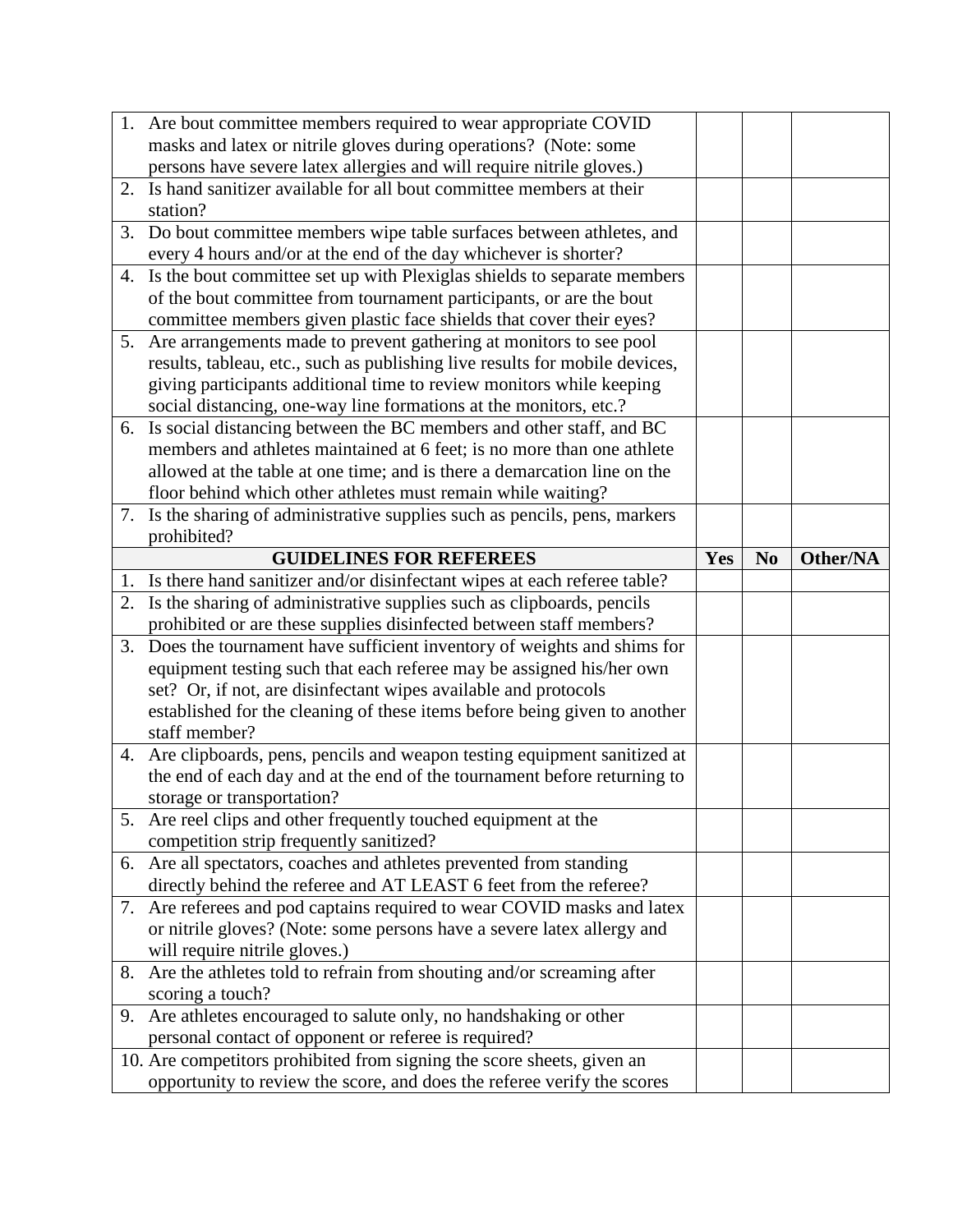| | Yes | No | Other/NA |
|---|---|---|---|
| 1. Are bout committee members required to wear appropriate COVID masks and latex or nitrile gloves during operations? (Note: some persons have severe latex allergies and will require nitrile gloves.) | | | |
| 2. Is hand sanitizer available for all bout committee members at their station? | | | |
| 3. Do bout committee members wipe table surfaces between athletes, and every 4 hours and/or at the end of the day whichever is shorter? | | | |
| 4. Is the bout committee set up with Plexiglas shields to separate members of the bout committee from tournament participants, or are the bout committee members given plastic face shields that cover their eyes? | | | |
| 5. Are arrangements made to prevent gathering at monitors to see pool results, tableau, etc., such as publishing live results for mobile devices, giving participants additional time to review monitors while keeping social distancing, one-way line formations at the monitors, etc.? | | | |
| 6. Is social distancing between the BC members and other staff, and BC members and athletes maintained at 6 feet; is no more than one athlete allowed at the table at one time; and is there a demarcation line on the floor behind which other athletes must remain while waiting? | | | |
| 7. Is the sharing of administrative supplies such as pencils, pens, markers prohibited? | | | |
| **GUIDELINES FOR REFEREES** | **Yes** | **No** | **Other/NA** |
| 1. Is there hand sanitizer and/or disinfectant wipes at each referee table? | | | |
| 2. Is the sharing of administrative supplies such as clipboards, pencils prohibited or are these supplies disinfected between staff members? | | | |
| 3. Does the tournament have sufficient inventory of weights and shims for equipment testing such that each referee may be assigned his/her own set? Or, if not, are disinfectant wipes available and protocols established for the cleaning of these items before being given to another staff member? | | | |
| 4. Are clipboards, pens, pencils and weapon testing equipment sanitized at the end of each day and at the end of the tournament before returning to storage or transportation? | | | |
| 5. Are reel clips and other frequently touched equipment at the competition strip frequently sanitized? | | | |
| 6. Are all spectators, coaches and athletes prevented from standing directly behind the referee and AT LEAST 6 feet from the referee? | | | |
| 7. Are referees and pod captains required to wear COVID masks and latex or nitrile gloves? (Note: some persons have a severe latex allergy and will require nitrile gloves.) | | | |
| 8. Are the athletes told to refrain from shouting and/or screaming after scoring a touch? | | | |
| 9. Are athletes encouraged to salute only, no handshaking or other personal contact of opponent or referee is required? | | | |
| 10. Are competitors prohibited from signing the score sheets, given an opportunity to review the score, and does the referee verify the scores | | | |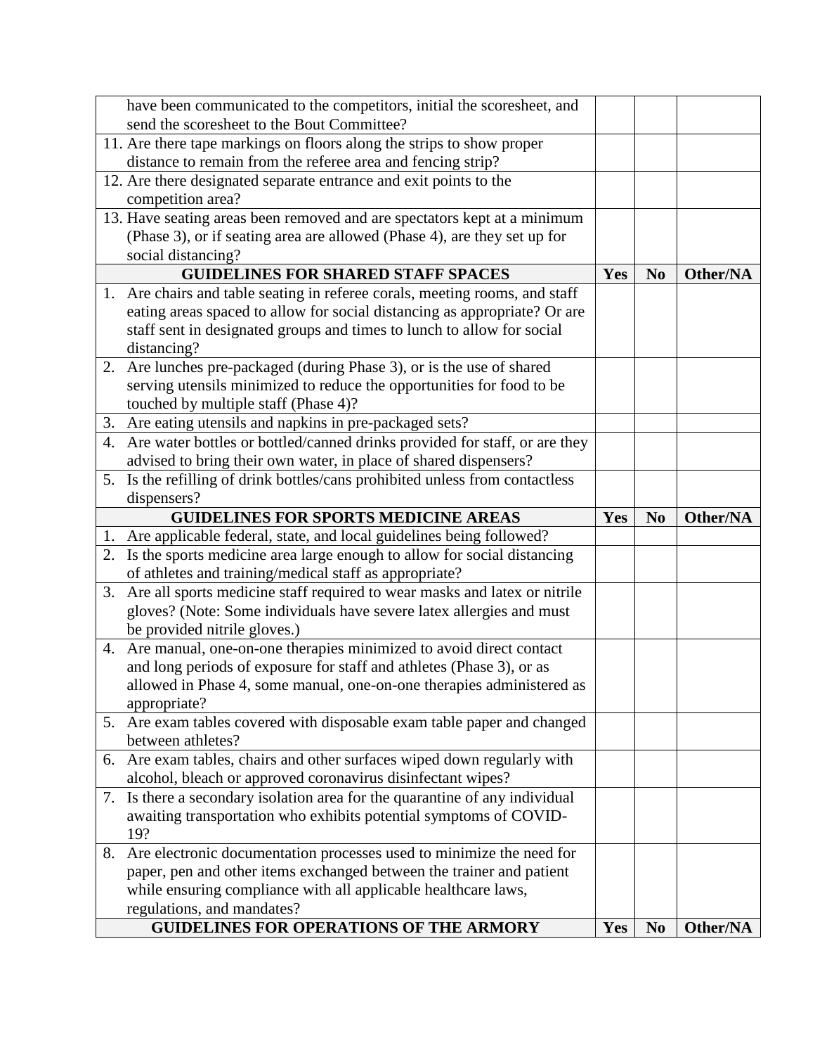| | Yes | No | Other/NA |
|---|---|---|---|
| have been communicated to the competitors, initial the scoresheet, and send the scoresheet to the Bout Committee? | | | |
| 11. Are there tape markings on floors along the strips to show proper distance to remain from the referee area and fencing strip? | | | |
| 12. Are there designated separate entrance and exit points to the competition area? | | | |
| 13. Have seating areas been removed and are spectators kept at a minimum (Phase 3), or if seating area are allowed (Phase 4), are they set up for social distancing? | | | |
| **GUIDELINES FOR SHARED STAFF SPACES** | **Yes** | **No** | **Other/NA** |
| 1. Are chairs and table seating in referee corals, meeting rooms, and staff eating areas spaced to allow for social distancing as appropriate? Or are staff sent in designated groups and times to lunch to allow for social distancing? | | | |
| 2. Are lunches pre-packaged (during Phase 3), or is the use of shared serving utensils minimized to reduce the opportunities for food to be touched by multiple staff (Phase 4)? | | | |
| 3. Are eating utensils and napkins in pre-packaged sets? | | | |
| 4. Are water bottles or bottled/canned drinks provided for staff, or are they advised to bring their own water, in place of shared dispensers? | | | |
| 5. Is the refilling of drink bottles/cans prohibited unless from contactless dispensers? | | | |
| **GUIDELINES FOR SPORTS MEDICINE AREAS** | **Yes** | **No** | **Other/NA** |
| 1. Are applicable federal, state, and local guidelines being followed? | | | |
| 2. Is the sports medicine area large enough to allow for social distancing of athletes and training/medical staff as appropriate? | | | |
| 3. Are all sports medicine staff required to wear masks and latex or nitrile gloves? (Note: Some individuals have severe latex allergies and must be provided nitrile gloves.) | | | |
| 4. Are manual, one-on-one therapies minimized to avoid direct contact and long periods of exposure for staff and athletes (Phase 3), or as allowed in Phase 4, some manual, one-on-one therapies administered as appropriate? | | | |
| 5. Are exam tables covered with disposable exam table paper and changed between athletes? | | | |
| 6. Are exam tables, chairs and other surfaces wiped down regularly with alcohol, bleach or approved coronavirus disinfectant wipes? | | | |
| 7. Is there a secondary isolation area for the quarantine of any individual awaiting transportation who exhibits potential symptoms of COVID-19? | | | |
| 8. Are electronic documentation processes used to minimize the need for paper, pen and other items exchanged between the trainer and patient while ensuring compliance with all applicable healthcare laws, regulations, and mandates? | | | |
| **GUIDELINES FOR OPERATIONS OF THE ARMORY** | **Yes** | **No** | **Other/NA** |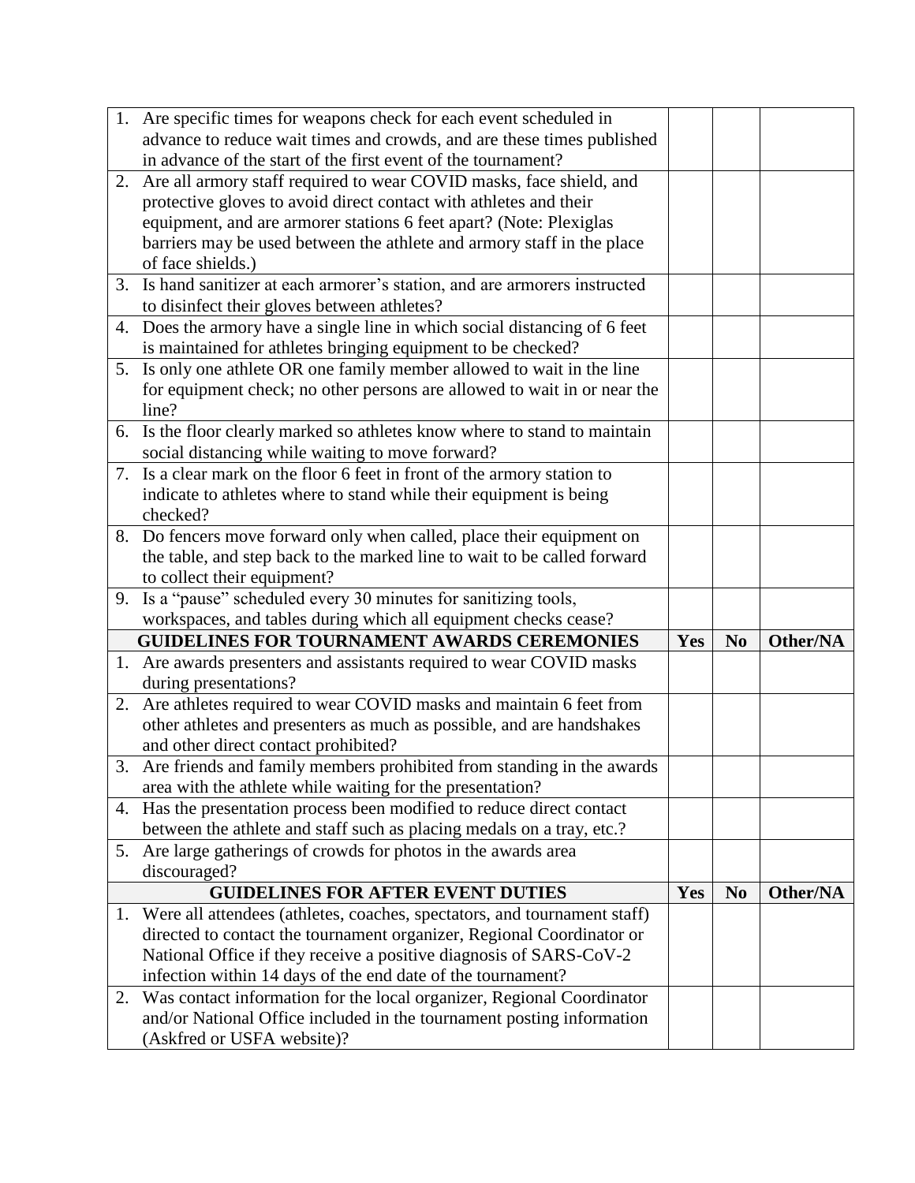| | Yes | No | Other/NA |
|---|---|---|---|
| 1. Are specific times for weapons check for each event scheduled in advance to reduce wait times and crowds, and are these times published in advance of the start of the first event of the tournament? | | | |
| 2. Are all armory staff required to wear COVID masks, face shield, and protective gloves to avoid direct contact with athletes and their equipment, and are armorer stations 6 feet apart? (Note: Plexiglas barriers may be used between the athlete and armory staff in the place of face shields.) | | | |
| 3. Is hand sanitizer at each armorer's station, and are armorers instructed to disinfect their gloves between athletes? | | | |
| 4. Does the armory have a single line in which social distancing of 6 feet is maintained for athletes bringing equipment to be checked? | | | |
| 5. Is only one athlete OR one family member allowed to wait in the line for equipment check; no other persons are allowed to wait in or near the line? | | | |
| 6. Is the floor clearly marked so athletes know where to stand to maintain social distancing while waiting to move forward? | | | |
| 7. Is a clear mark on the floor 6 feet in front of the armory station to indicate to athletes where to stand while their equipment is being checked? | | | |
| 8. Do fencers move forward only when called, place their equipment on the table, and step back to the marked line to wait to be called forward to collect their equipment? | | | |
| 9. Is a "pause" scheduled every 30 minutes for sanitizing tools, workspaces, and tables during which all equipment checks cease? | | | |
| **GUIDELINES FOR TOURNAMENT AWARDS CEREMONIES** | **Yes** | **No** | **Other/NA** |
| 1. Are awards presenters and assistants required to wear COVID masks during presentations? | | | |
| 2. Are athletes required to wear COVID masks and maintain 6 feet from other athletes and presenters as much as possible, and are handshakes and other direct contact prohibited? | | | |
| 3. Are friends and family members prohibited from standing in the awards area with the athlete while waiting for the presentation? | | | |
| 4. Has the presentation process been modified to reduce direct contact between the athlete and staff such as placing medals on a tray, etc.? | | | |
| 5. Are large gatherings of crowds for photos in the awards area discouraged? | | | |
| **GUIDELINES FOR AFTER EVENT DUTIES** | **Yes** | **No** | **Other/NA** |
| 1. Were all attendees (athletes, coaches, spectators, and tournament staff) directed to contact the tournament organizer, Regional Coordinator or National Office if they receive a positive diagnosis of SARS-CoV-2 infection within 14 days of the end date of the tournament? | | | |
| 2. Was contact information for the local organizer, Regional Coordinator and/or National Office included in the tournament posting information (Askfred or USFA website)? | | | |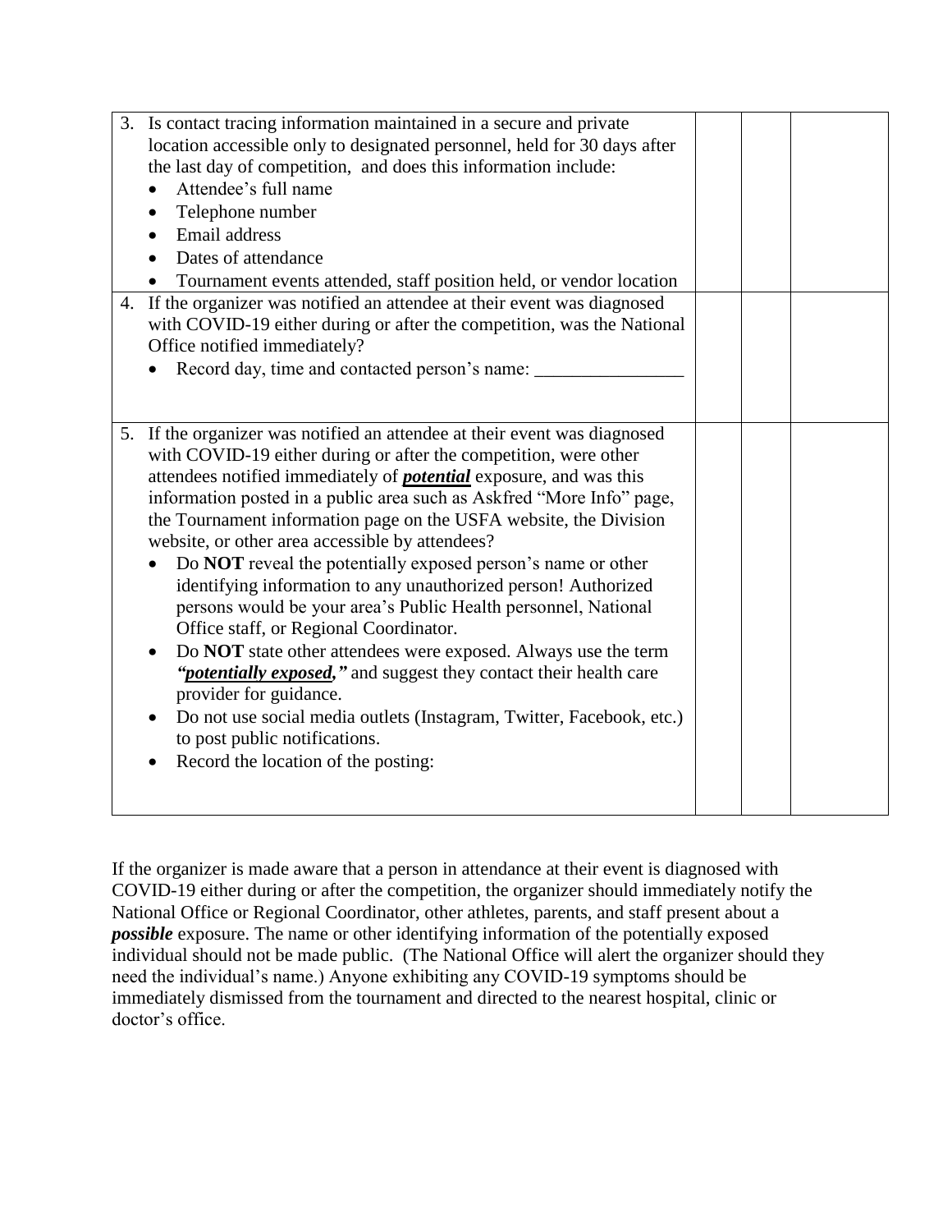| | | | |
|---|---|---|---|
| 3. Is contact tracing information maintained in a secure and private location accessible only to designated personnel, held for 30 days after the last day of competition, and does this information include:<br>• Attendee's full name<br>• Telephone number<br>• Email address<br>• Dates of attendance<br>• Tournament events attended, staff position held, or vendor location | | | |
| 4. If the organizer was notified an attendee at their event was diagnosed with COVID-19 either during or after the competition, was the National Office notified immediately?<br>• Record day, time and contacted person's name: ________________ | | | |
| 5. If the organizer was notified an attendee at their event was diagnosed with COVID-19 either during or after the competition, were other attendees notified immediately of ***potential*** exposure, and was this information posted in a public area such as Askfred "More Info" page, the Tournament information page on the USFA website, the Division website, or other area accessible by attendees?<br>• Do **NOT** reveal the potentially exposed person's name or other identifying information to any unauthorized person! Authorized persons would be your area's Public Health personnel, National Office staff, or Regional Coordinator.<br>• Do **NOT** state other attendees were exposed. Always use the term ***"potentially exposed,"*** and suggest they contact their health care provider for guidance.<br>• Do not use social media outlets (Instagram, Twitter, Facebook, etc.) to post public notifications.<br>• Record the location of the posting: | | | |

If the organizer is made aware that a person in attendance at their event is diagnosed with COVID-19 either during or after the competition, the organizer should immediately notify the National Office or Regional Coordinator, other athletes, parents, and staff present about a ***possible*** exposure. The name or other identifying information of the potentially exposed individual should not be made public. (The National Office will alert the organizer should they need the individual's name.) Anyone exhibiting any COVID-19 symptoms should be immediately dismissed from the tournament and directed to the nearest hospital, clinic or doctor's office.